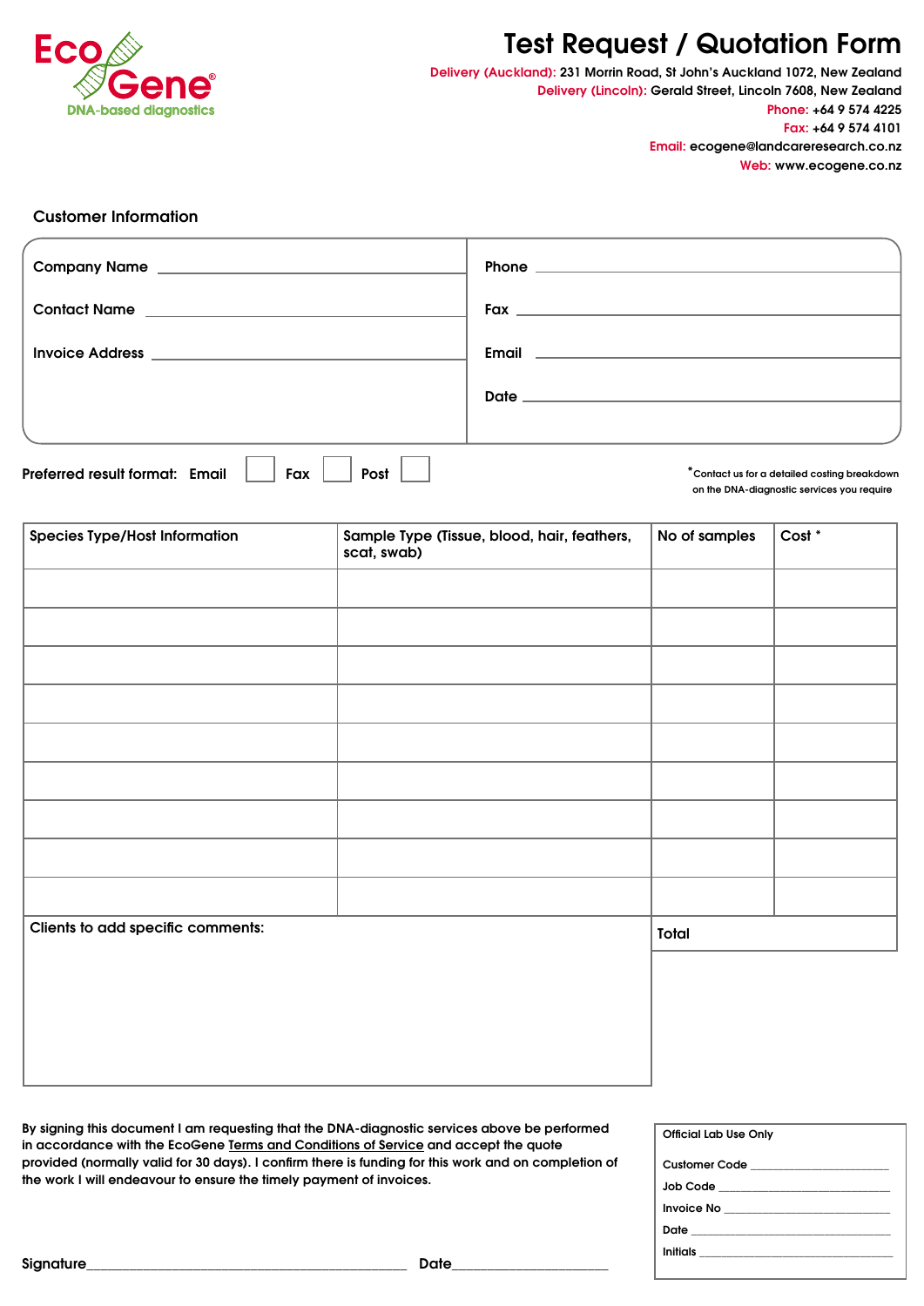EcoGene®
DNA-based diagnostics

# Test Request / Quotation Form

**Delivery (Auckland):** 231 Morrin Road, St John's Auckland 1072, New Zealand
**Delivery (Lincoln):** Gerald Street, Lincoln 7608, New Zealand
**Phone:** +64 9 574 4225
**Fax:** +64 9 574 4101
**Email:** ecogene@landcareresearch.co.nz
**Web:** www.ecogene.co.nz

## Customer Information

| | |
|---|---|
| Company Name ______________________ | Phone ______________________ |
| Contact Name ______________________ | Fax ______________________ |
| Invoice Address ______________________ | Email ______________________ |
| | Date ______________________ |

Preferred result format: Email ☐ Fax ☐ Post ☐

*Contact us for a detailed costing breakdown on the DNA-diagnostic services you require

| Species Type/Host Information | Sample Type (Tissue, blood, hair, feathers, scat, swab) | No of samples | Cost * |
|---|---|---|---|
| | | | |
| | | | |
| | | | |
| | | | |
| | | | |
| | | | |
| | | | |
| | | | |
| | | | |
| Clients to add specific comments: | | Total | |

By signing this document I am requesting that the DNA-diagnostic services above be performed in accordance with the EcoGene Terms and Conditions of Service and accept the quote provided (normally valid for 30 days). I confirm there is funding for this work and on completion of the work I will endeavour to ensure the timely payment of invoices.

Signature______________________ Date______________________

**Official Lab Use Only**

Customer Code ______________________
Job Code ______________________
Invoice No ______________________
Date ______________________
Initials ______________________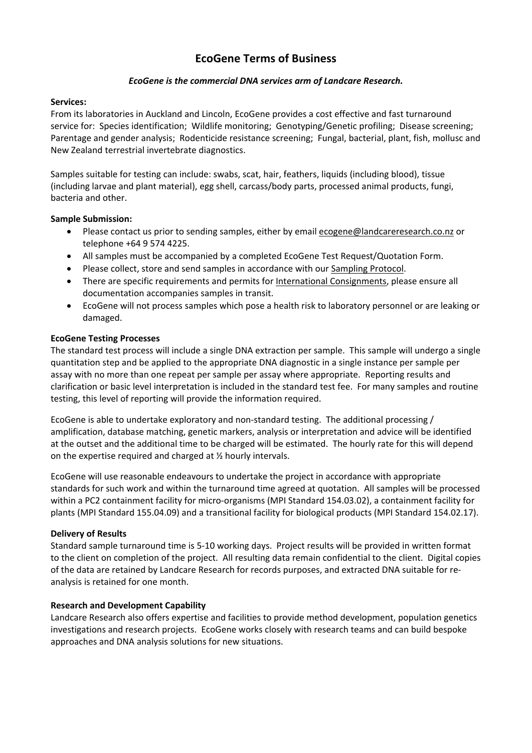# EcoGene Terms of Business

***EcoGene is the commercial DNA services arm of Landcare Research.***

**Services:**

From its laboratories in Auckland and Lincoln, EcoGene provides a cost effective and fast turnaround service for: Species identification; Wildlife monitoring; Genotyping/Genetic profiling; Disease screening; Parentage and gender analysis; Rodenticide resistance screening; Fungal, bacterial, plant, fish, mollusc and New Zealand terrestrial invertebrate diagnostics.

Samples suitable for testing can include: swabs, scat, hair, feathers, liquids (including blood), tissue (including larvae and plant material), egg shell, carcass/body parts, processed animal products, fungi, bacteria and other.

**Sample Submission:**

- Please contact us prior to sending samples, either by email ecogene@landcareresearch.co.nz or telephone +64 9 574 4225.
- All samples must be accompanied by a completed EcoGene Test Request/Quotation Form.
- Please collect, store and send samples in accordance with our Sampling Protocol.
- There are specific requirements and permits for International Consignments, please ensure all documentation accompanies samples in transit.
- EcoGene will not process samples which pose a health risk to laboratory personnel or are leaking or damaged.

**EcoGene Testing Processes**

The standard test process will include a single DNA extraction per sample. This sample will undergo a single quantitation step and be applied to the appropriate DNA diagnostic in a single instance per sample per assay with no more than one repeat per sample per assay where appropriate. Reporting results and clarification or basic level interpretation is included in the standard test fee. For many samples and routine testing, this level of reporting will provide the information required.

EcoGene is able to undertake exploratory and non-standard testing. The additional processing / amplification, database matching, genetic markers, analysis or interpretation and advice will be identified at the outset and the additional time to be charged will be estimated. The hourly rate for this will depend on the expertise required and charged at ½ hourly intervals.

EcoGene will use reasonable endeavours to undertake the project in accordance with appropriate standards for such work and within the turnaround time agreed at quotation. All samples will be processed within a PC2 containment facility for micro-organisms (MPI Standard 154.03.02), a containment facility for plants (MPI Standard 155.04.09) and a transitional facility for biological products (MPI Standard 154.02.17).

**Delivery of Results**

Standard sample turnaround time is 5-10 working days. Project results will be provided in written format to the client on completion of the project. All resulting data remain confidential to the client. Digital copies of the data are retained by Landcare Research for records purposes, and extracted DNA suitable for re-analysis is retained for one month.

**Research and Development Capability**

Landcare Research also offers expertise and facilities to provide method development, population genetics investigations and research projects. EcoGene works closely with research teams and can build bespoke approaches and DNA analysis solutions for new situations.